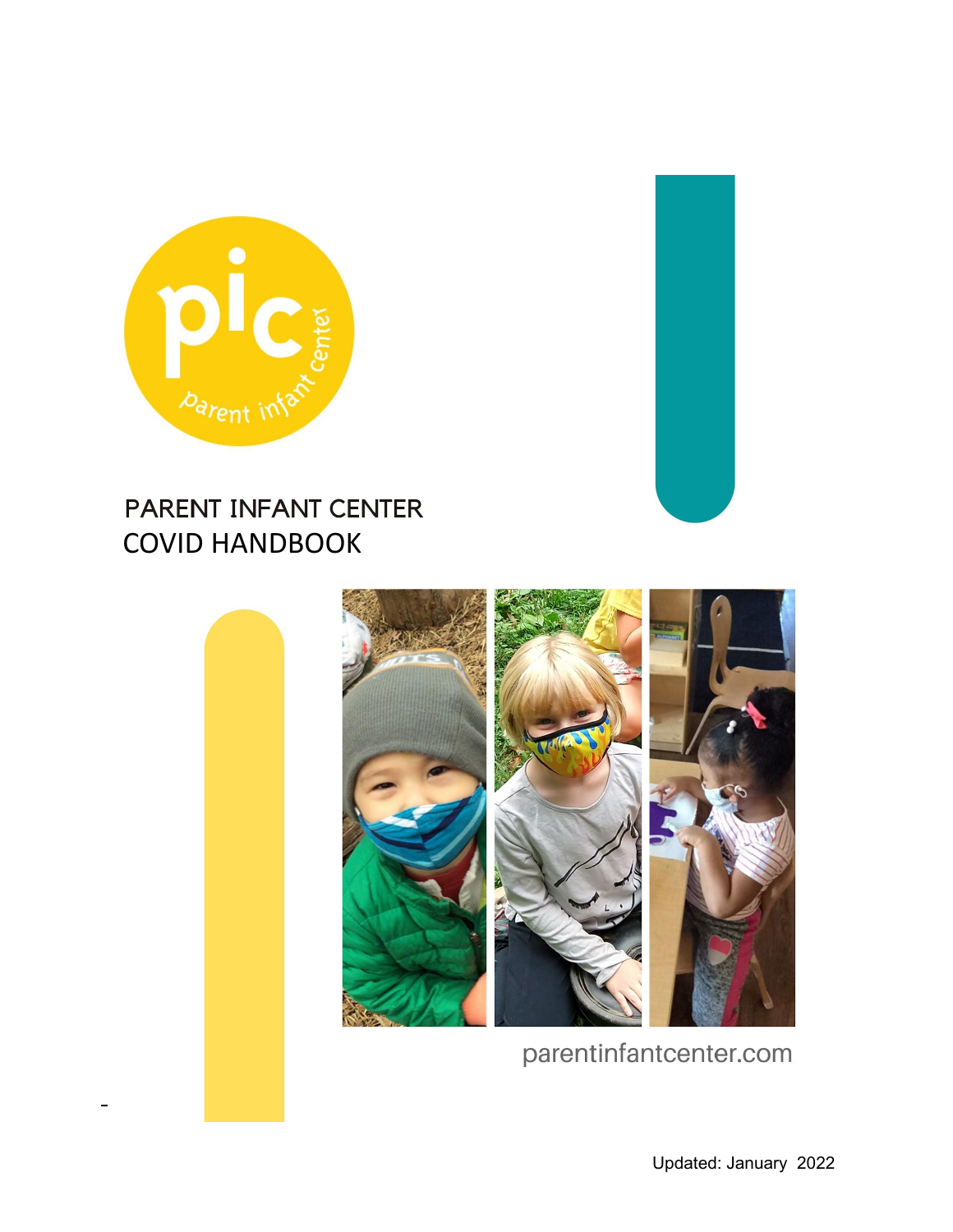# PARENT INFANT CENTER
# COVID HANDBOOK

parentinfantcenter.com

Updated: January 2022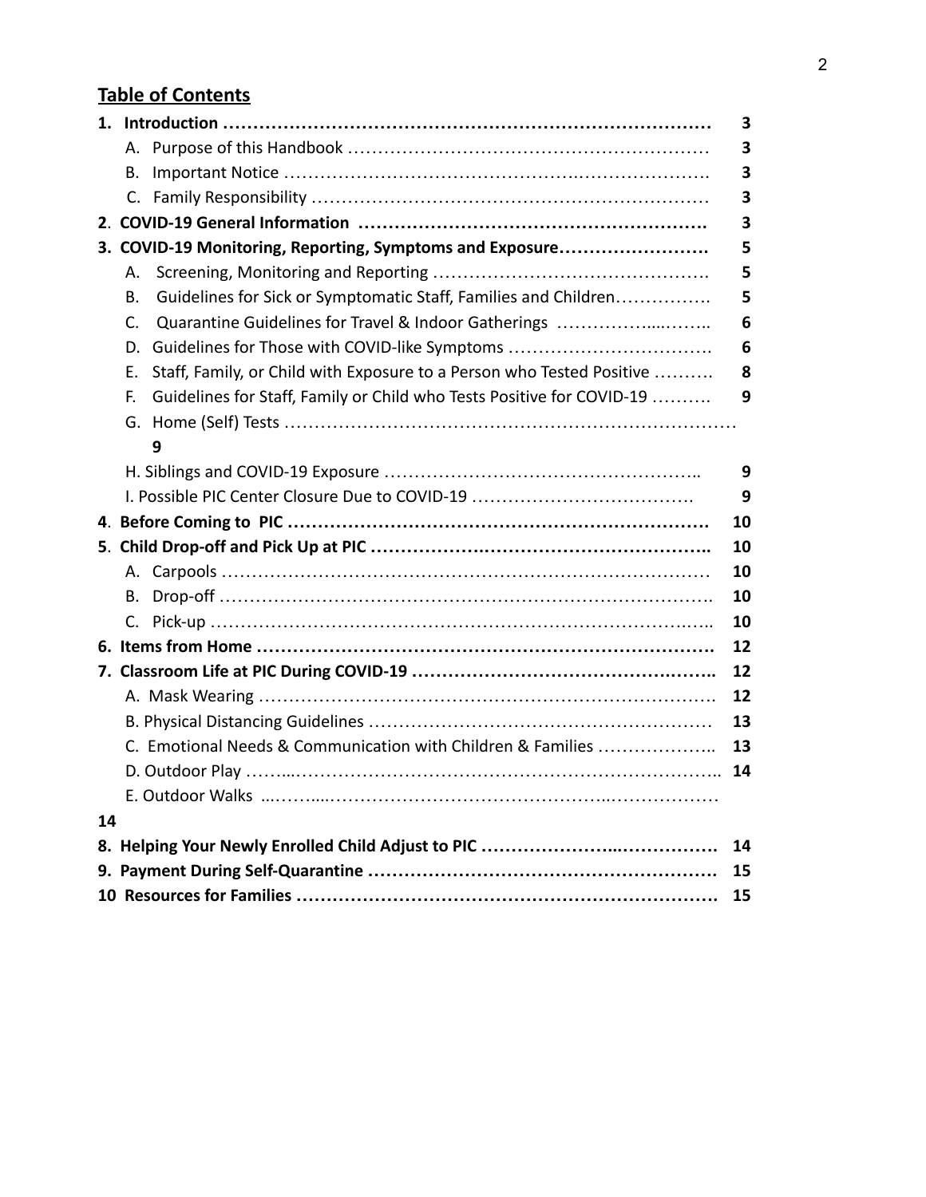## Table of Contents

| | |
|---|---|
| **1. Introduction** | **3** |
| A. Purpose of this Handbook | 3 |
| B. Important Notice | 3 |
| C. Family Responsibility | 3 |
| **2. COVID-19 General Information** | **3** |
| **3. COVID-19 Monitoring, Reporting, Symptoms and Exposure** | **5** |
| A. Screening, Monitoring and Reporting | 5 |
| B. Guidelines for Sick or Symptomatic Staff, Families and Children | 5 |
| C. Quarantine Guidelines for Travel & Indoor Gatherings | 6 |
| D. Guidelines for Those with COVID-like Symptoms | 6 |
| E. Staff, Family, or Child with Exposure to a Person who Tested Positive | 8 |
| F. Guidelines for Staff, Family or Child who Tests Positive for COVID-19 | 9 |
| G. Home (Self) Tests | 9 |
| H. Siblings and COVID-19 Exposure | 9 |
| I. Possible PIC Center Closure Due to COVID-19 | 9 |
| **4. Before Coming to PIC** | **10** |
| **5. Child Drop-off and Pick Up at PIC** | **10** |
| A. Carpools | 10 |
| B. Drop-off | 10 |
| C. Pick-up | 10 |
| **6. Items from Home** | **12** |
| **7. Classroom Life at PIC During COVID-19** | **12** |
| A. Mask Wearing | 12 |
| B. Physical Distancing Guidelines | 13 |
| C. Emotional Needs & Communication with Children & Families | 13 |
| D. Outdoor Play | 14 |
| E. Outdoor Walks | 14 |
| **8. Helping Your Newly Enrolled Child Adjust to PIC** | **14** |
| **9. Payment During Self-Quarantine** | **15** |
| **10 Resources for Families** | **15** |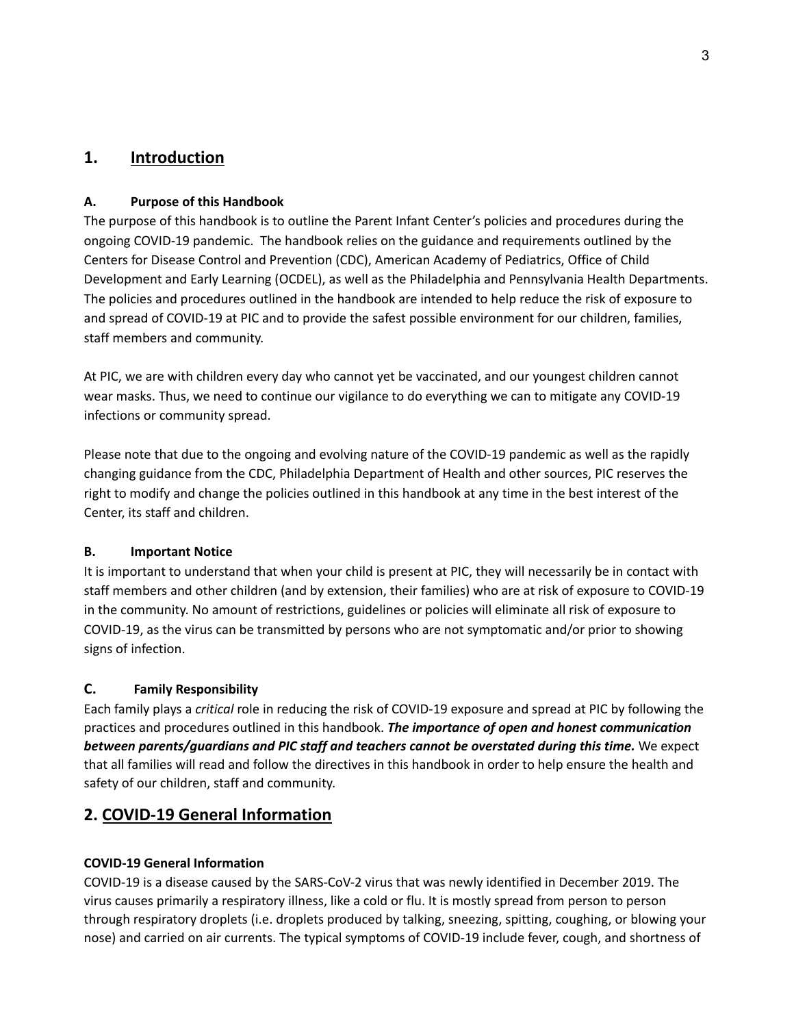## 1. <u>Introduction</u>

### A. Purpose of this Handbook

The purpose of this handbook is to outline the Parent Infant Center's policies and procedures during the ongoing COVID-19 pandemic. The handbook relies on the guidance and requirements outlined by the Centers for Disease Control and Prevention (CDC), American Academy of Pediatrics, Office of Child Development and Early Learning (OCDEL), as well as the Philadelphia and Pennsylvania Health Departments. The policies and procedures outlined in the handbook are intended to help reduce the risk of exposure to and spread of COVID-19 at PIC and to provide the safest possible environment for our children, families, staff members and community.

At PIC, we are with children every day who cannot yet be vaccinated, and our youngest children cannot wear masks. Thus, we need to continue our vigilance to do everything we can to mitigate any COVID-19 infections or community spread.

Please note that due to the ongoing and evolving nature of the COVID-19 pandemic as well as the rapidly changing guidance from the CDC, Philadelphia Department of Health and other sources, PIC reserves the right to modify and change the policies outlined in this handbook at any time in the best interest of the Center, its staff and children.

### B. Important Notice

It is important to understand that when your child is present at PIC, they will necessarily be in contact with staff members and other children (and by extension, their families) who are at risk of exposure to COVID-19 in the community. No amount of restrictions, guidelines or policies will eliminate all risk of exposure to COVID-19, as the virus can be transmitted by persons who are not symptomatic and/or prior to showing signs of infection.

### C. Family Responsibility

Each family plays a *critical* role in reducing the risk of COVID-19 exposure and spread at PIC by following the practices and procedures outlined in this handbook. ***The importance of open and honest communication between parents/guardians and PIC staff and teachers cannot be overstated during this time.*** We expect that all families will read and follow the directives in this handbook in order to help ensure the health and safety of our children, staff and community.

## 2. <u>COVID-19 General Information</u>

### COVID-19 General Information

COVID-19 is a disease caused by the SARS-CoV-2 virus that was newly identified in December 2019. The virus causes primarily a respiratory illness, like a cold or flu. It is mostly spread from person to person through respiratory droplets (i.e. droplets produced by talking, sneezing, spitting, coughing, or blowing your nose) and carried on air currents. The typical symptoms of COVID-19 include fever, cough, and shortness of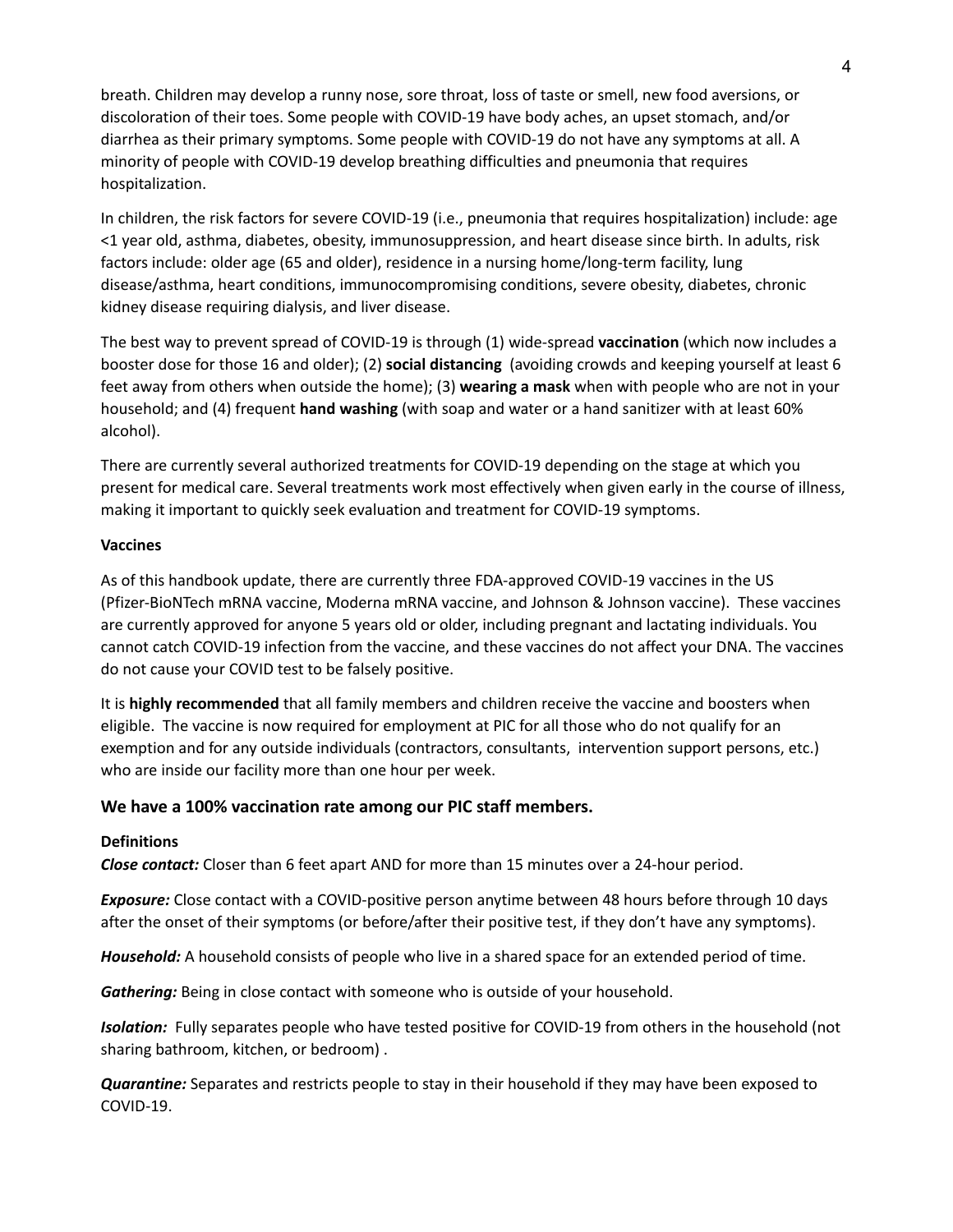breath. Children may develop a runny nose, sore throat, loss of taste or smell, new food aversions, or discoloration of their toes. Some people with COVID-19 have body aches, an upset stomach, and/or diarrhea as their primary symptoms. Some people with COVID-19 do not have any symptoms at all. A minority of people with COVID-19 develop breathing difficulties and pneumonia that requires hospitalization.

In children, the risk factors for severe COVID-19 (i.e., pneumonia that requires hospitalization) include: age <1 year old, asthma, diabetes, obesity, immunosuppression, and heart disease since birth. In adults, risk factors include: older age (65 and older), residence in a nursing home/long-term facility, lung disease/asthma, heart conditions, immunocompromising conditions, severe obesity, diabetes, chronic kidney disease requiring dialysis, and liver disease.

The best way to prevent spread of COVID-19 is through (1) wide-spread **vaccination** (which now includes a booster dose for those 16 and older); (2) **social distancing** (avoiding crowds and keeping yourself at least 6 feet away from others when outside the home); (3) **wearing a mask** when with people who are not in your household; and (4) frequent **hand washing** (with soap and water or a hand sanitizer with at least 60% alcohol).

There are currently several authorized treatments for COVID-19 depending on the stage at which you present for medical care. Several treatments work most effectively when given early in the course of illness, making it important to quickly seek evaluation and treatment for COVID-19 symptoms.

**Vaccines**

As of this handbook update, there are currently three FDA-approved COVID-19 vaccines in the US (Pfizer-BioNTech mRNA vaccine, Moderna mRNA vaccine, and Johnson & Johnson vaccine). These vaccines are currently approved for anyone 5 years old or older, including pregnant and lactating individuals. You cannot catch COVID-19 infection from the vaccine, and these vaccines do not affect your DNA. The vaccines do not cause your COVID test to be falsely positive.

It is **highly recommended** that all family members and children receive the vaccine and boosters when eligible. The vaccine is now required for employment at PIC for all those who do not qualify for an exemption and for any outside individuals (contractors, consultants, intervention support persons, etc.) who are inside our facility more than one hour per week.

### We have a 100% vaccination rate among our PIC staff members.

**Definitions**

***Close contact:*** Closer than 6 feet apart AND for more than 15 minutes over a 24-hour period.

***Exposure:*** Close contact with a COVID-positive person anytime between 48 hours before through 10 days after the onset of their symptoms (or before/after their positive test, if they don't have any symptoms).

***Household:*** A household consists of people who live in a shared space for an extended period of time.

***Gathering:*** Being in close contact with someone who is outside of your household.

***Isolation:*** Fully separates people who have tested positive for COVID-19 from others in the household (not sharing bathroom, kitchen, or bedroom) .

***Quarantine:*** Separates and restricts people to stay in their household if they may have been exposed to COVID-19.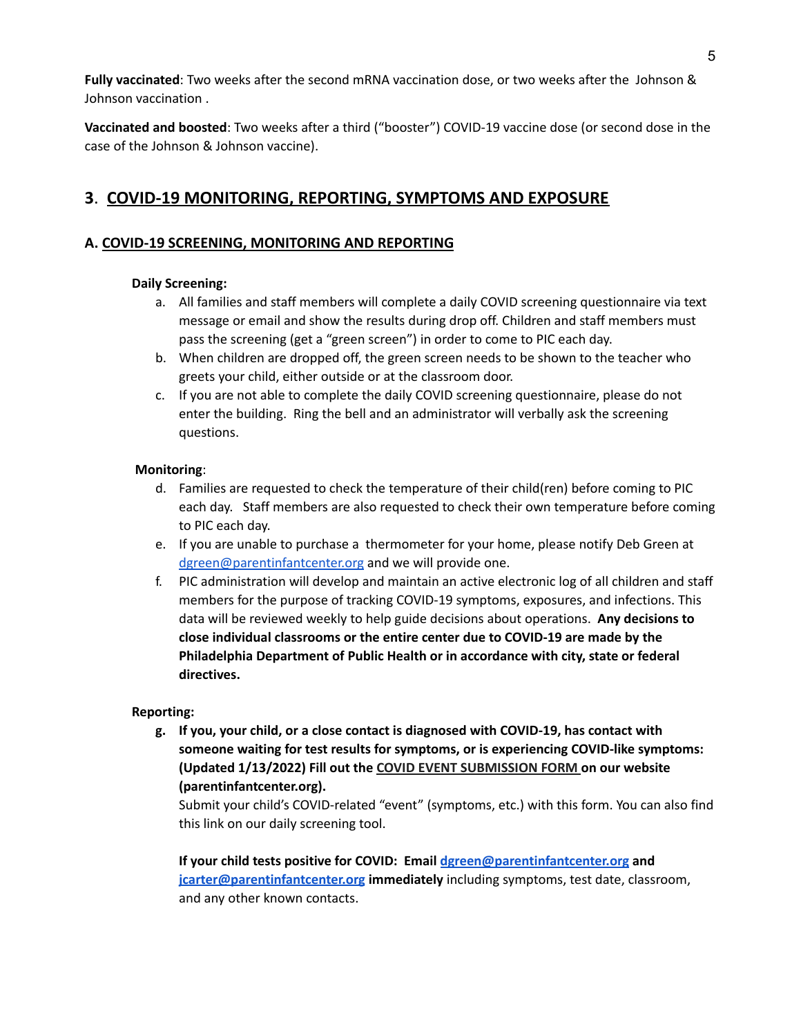**Fully vaccinated**: Two weeks after the second mRNA vaccination dose, or two weeks after the Johnson & Johnson vaccination .

**Vaccinated and boosted**: Two weeks after a third ("booster") COVID-19 vaccine dose (or second dose in the case of the Johnson & Johnson vaccine).

## 3. COVID-19 MONITORING, REPORTING, SYMPTOMS AND EXPOSURE

### A. COVID-19 SCREENING, MONITORING AND REPORTING

**Daily Screening:**

a. All families and staff members will complete a daily COVID screening questionnaire via text message or email and show the results during drop off. Children and staff members must pass the screening (get a "green screen") in order to come to PIC each day.

b. When children are dropped off, the green screen needs to be shown to the teacher who greets your child, either outside or at the classroom door.

c. If you are not able to complete the daily COVID screening questionnaire, please do not enter the building. Ring the bell and an administrator will verbally ask the screening questions.

**Monitoring**:

d. Families are requested to check the temperature of their child(ren) before coming to PIC each day. Staff members are also requested to check their own temperature before coming to PIC each day.

e. If you are unable to purchase a thermometer for your home, please notify Deb Green at dgreen@parentinfantcenter.org and we will provide one.

f. PIC administration will develop and maintain an active electronic log of all children and staff members for the purpose of tracking COVID-19 symptoms, exposures, and infections. This data will be reviewed weekly to help guide decisions about operations. **Any decisions to close individual classrooms or the entire center due to COVID-19 are made by the Philadelphia Department of Public Health or in accordance with city, state or federal directives.**

**Reporting:**

g. **If you, your child, or a close contact is diagnosed with COVID-19, has contact with someone waiting for test results for symptoms, or is experiencing COVID-like symptoms: (Updated 1/13/2022) Fill out the COVID EVENT SUBMISSION FORM on our website (parentinfantcenter.org).**

Submit your child's COVID-related "event" (symptoms, etc.) with this form. You can also find this link on our daily screening tool.

**If your child tests positive for COVID: Email dgreen@parentinfantcenter.org and jcarter@parentinfantcenter.org immediately** including symptoms, test date, classroom, and any other known contacts.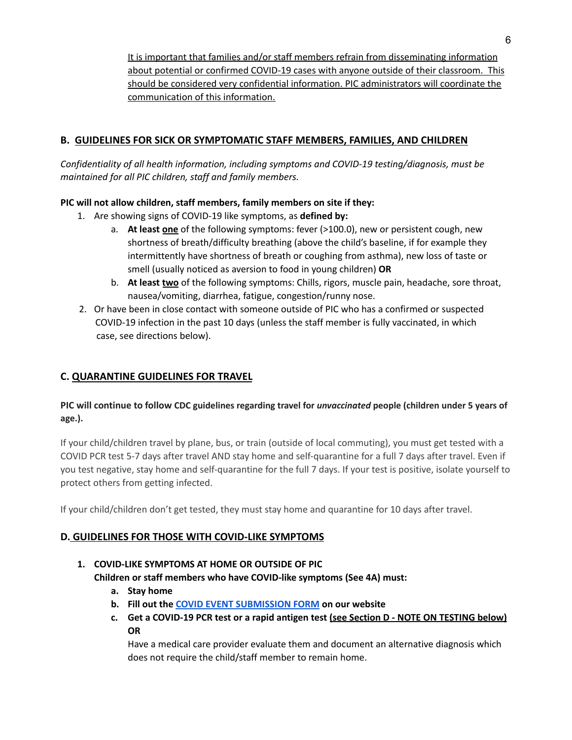It is important that families and/or staff members refrain from disseminating information about potential or confirmed COVID-19 cases with anyone outside of their classroom. This should be considered very confidential information. PIC administrators will coordinate the communication of this information.

## B. GUIDELINES FOR SICK OR SYMPTOMATIC STAFF MEMBERS, FAMILIES, AND CHILDREN

*Confidentiality of all health information, including symptoms and COVID-19 testing/diagnosis, must be maintained for all PIC children, staff and family members.*

**PIC will not allow children, staff members, family members on site if they:**

1. Are showing signs of COVID-19 like symptoms, as **defined by:**
   a. **At least one** of the following symptoms: fever (>100.0), new or persistent cough, new shortness of breath/difficulty breathing (above the child's baseline, if for example they intermittently have shortness of breath or coughing from asthma), new loss of taste or smell (usually noticed as aversion to food in young children) **OR**
   b. **At least two** of the following symptoms: Chills, rigors, muscle pain, headache, sore throat, nausea/vomiting, diarrhea, fatigue, congestion/runny nose.
2. Or have been in close contact with someone outside of PIC who has a confirmed or suspected COVID-19 infection in the past 10 days (unless the staff member is fully vaccinated, in which case, see directions below).

## C. QUARANTINE GUIDELINES FOR TRAVEL

**PIC will continue to follow CDC guidelines regarding travel for *unvaccinated* people (children under 5 years of age.).**

If your child/children travel by plane, bus, or train (outside of local commuting), you must get tested with a COVID PCR test 5-7 days after travel AND stay home and self-quarantine for a full 7 days after travel. Even if you test negative, stay home and self-quarantine for the full 7 days. If your test is positive, isolate yourself to protect others from getting infected.

If your child/children don't get tested, they must stay home and quarantine for 10 days after travel.

## D. GUIDELINES FOR THOSE WITH COVID-LIKE SYMPTOMS

1. **COVID-LIKE SYMPTOMS AT HOME OR OUTSIDE OF PIC**
   **Children or staff members who have COVID-like symptoms (See 4A) must:**
   a. **Stay home**
   b. **Fill out the COVID EVENT SUBMISSION FORM on our website**
   c. **Get a COVID-19 PCR test or a rapid antigen test (see Section D - NOTE ON TESTING below) OR**
      Have a medical care provider evaluate them and document an alternative diagnosis which does not require the child/staff member to remain home.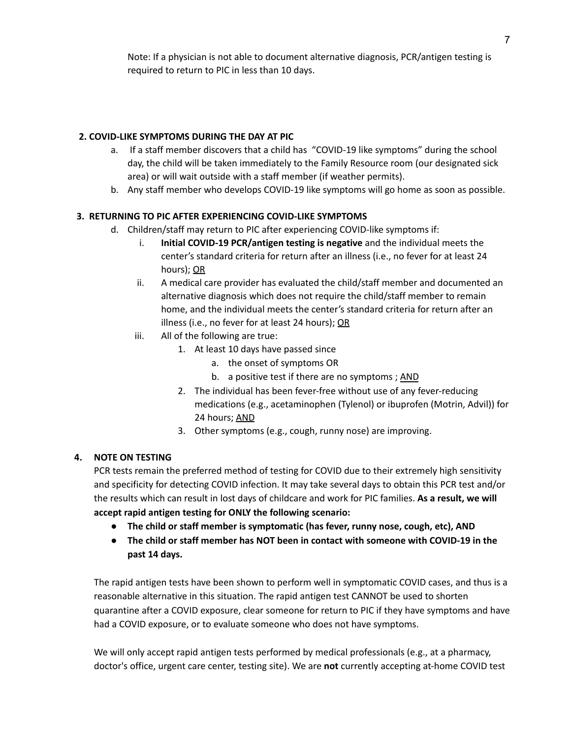Note: If a physician is not able to document alternative diagnosis, PCR/antigen testing is required to return to PIC in less than 10 days.

**2. COVID-LIKE SYMPTOMS DURING THE DAY AT PIC**

a. If a staff member discovers that a child has "COVID-19 like symptoms" during the school day, the child will be taken immediately to the Family Resource room (our designated sick area) or will wait outside with a staff member (if weather permits).

b. Any staff member who develops COVID-19 like symptoms will go home as soon as possible.

**3. RETURNING TO PIC AFTER EXPERIENCING COVID-LIKE SYMPTOMS**

d. Children/staff may return to PIC after experiencing COVID-like symptoms if:

   i. **Initial COVID-19 PCR/antigen testing is negative** and the individual meets the center's standard criteria for return after an illness (i.e., no fever for at least 24 hours); <u>OR</u>

   ii. A medical care provider has evaluated the child/staff member and documented an alternative diagnosis which does not require the child/staff member to remain home, and the individual meets the center's standard criteria for return after an illness (i.e., no fever for at least 24 hours); <u>OR</u>

   iii. All of the following are true:

      1. At least 10 days have passed since
         a. the onset of symptoms OR
         b. a positive test if there are no symptoms ; <u>AND</u>
      2. The individual has been fever-free without use of any fever-reducing medications (e.g., acetaminophen (Tylenol) or ibuprofen (Motrin, Advil)) for 24 hours; <u>AND</u>
      3. Other symptoms (e.g., cough, runny nose) are improving.

**4. NOTE ON TESTING**

PCR tests remain the preferred method of testing for COVID due to their extremely high sensitivity and specificity for detecting COVID infection. It may take several days to obtain this PCR test and/or the results which can result in lost days of childcare and work for PIC families. **As a result, we will accept rapid antigen testing for ONLY the following scenario:**

- **The child or staff member is symptomatic (has fever, runny nose, cough, etc), AND**
- **The child or staff member has NOT been in contact with someone with COVID-19 in the past 14 days.**

The rapid antigen tests have been shown to perform well in symptomatic COVID cases, and thus is a reasonable alternative in this situation. The rapid antigen test CANNOT be used to shorten quarantine after a COVID exposure, clear someone for return to PIC if they have symptoms and have had a COVID exposure, or to evaluate someone who does not have symptoms.

We will only accept rapid antigen tests performed by medical professionals (e.g., at a pharmacy, doctor's office, urgent care center, testing site). We are **not** currently accepting at-home COVID test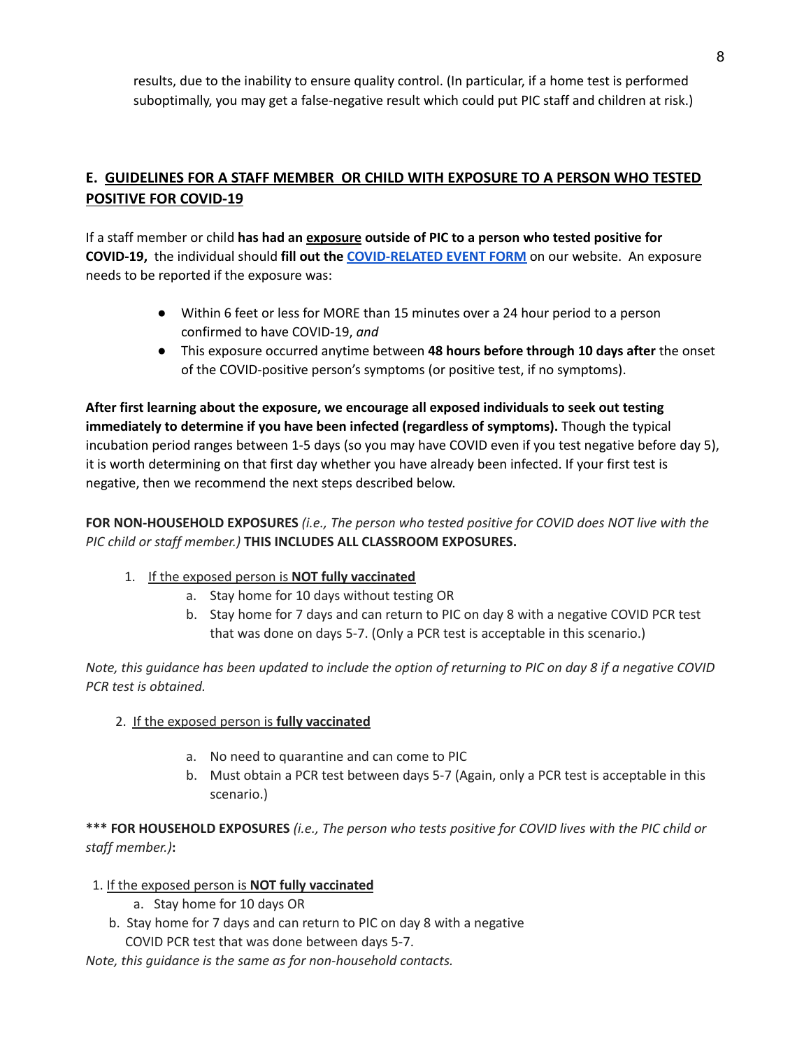results, due to the inability to ensure quality control. (In particular, if a home test is performed suboptimally, you may get a false-negative result which could put PIC staff and children at risk.)

## E. GUIDELINES FOR A STAFF MEMBER OR CHILD WITH EXPOSURE TO A PERSON WHO TESTED POSITIVE FOR COVID-19

If a staff member or child **has had an exposure outside of PIC to a person who tested positive for COVID-19,** the individual should **fill out the [COVID-RELATED EVENT FORM]** on our website. An exposure needs to be reported if the exposure was:

- Within 6 feet or less for MORE than 15 minutes over a 24 hour period to a person confirmed to have COVID-19, *and*
- This exposure occurred anytime between **48 hours before through 10 days after** the onset of the COVID-positive person's symptoms (or positive test, if no symptoms).

**After first learning about the exposure, we encourage all exposed individuals to seek out testing immediately to determine if you have been infected (regardless of symptoms).** Though the typical incubation period ranges between 1-5 days (so you may have COVID even if you test negative before day 5), it is worth determining on that first day whether you have already been infected. If your first test is negative, then we recommend the next steps described below.

**FOR NON-HOUSEHOLD EXPOSURES** *(i.e., The person who tested positive for COVID does NOT live with the PIC child or staff member.)* **THIS INCLUDES ALL CLASSROOM EXPOSURES.**

1. If the exposed person is **NOT fully vaccinated**
   a. Stay home for 10 days without testing OR
   b. Stay home for 7 days and can return to PIC on day 8 with a negative COVID PCR test that was done on days 5-7. (Only a PCR test is acceptable in this scenario.)

*Note, this guidance has been updated to include the option of returning to PIC on day 8 if a negative COVID PCR test is obtained.*

2. If the exposed person is **fully vaccinated**
   a. No need to quarantine and can come to PIC
   b. Must obtain a PCR test between days 5-7 (Again, only a PCR test is acceptable in this scenario.)

**\*\*\* FOR HOUSEHOLD EXPOSURES** *(i.e., The person who tests positive for COVID lives with the PIC child or staff member.)***:**

1. If the exposed person is **NOT fully vaccinated**
   a. Stay home for 10 days OR
   b. Stay home for 7 days and can return to PIC on day 8 with a negative COVID PCR test that was done between days 5-7.

*Note, this guidance is the same as for non-household contacts.*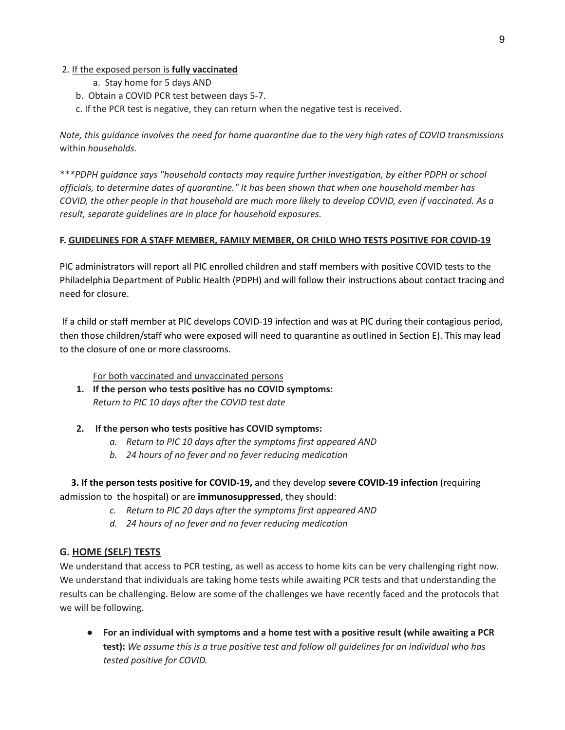2. <u>If the exposed person is **fully vaccinated**</u>
   a. Stay home for 5 days AND
   b. Obtain a COVID PCR test between days 5-7.
   c. If the PCR test is negative, they can return when the negative test is received.

*Note, this guidance involves the need for home quarantine due to the very high rates of COVID transmissions* within *households.*

\*\*\**PDPH guidance says "household contacts may require further investigation, by either PDPH or school officials, to determine dates of quarantine." It has been shown that when one household member has COVID, the other people in that household are much more likely to develop COVID, even if vaccinated. As a result, separate guidelines are in place for household exposures.*

### F. <u>GUIDELINES FOR A STAFF MEMBER, FAMILY MEMBER, OR CHILD WHO TESTS POSITIVE FOR COVID-19</u>

PIC administrators will report all PIC enrolled children and staff members with positive COVID tests to the Philadelphia Department of Public Health (PDPH) and will follow their instructions about contact tracing and need for closure.

If a child or staff member at PIC develops COVID-19 infection and was at PIC during their contagious period, then those children/staff who were exposed will need to quarantine as outlined in Section E). This may lead to the closure of one or more classrooms.

<u>For both vaccinated and unvaccinated persons</u>

1. **If the person who tests positive has no COVID symptoms:**
   *Return to PIC 10 days after the COVID test date*

2. **If the person who tests positive has COVID symptoms:**
   a. *Return to PIC 10 days after the symptoms first appeared AND*
   b. *24 hours of no fever and no fever reducing medication*

3. **If the person tests positive for COVID-19,** and they develop **severe COVID-19 infection** (requiring admission to the hospital) or are **immunosuppressed**, they should:
   c. *Return to PIC 20 days after the symptoms first appeared AND*
   d. *24 hours of no fever and no fever reducing medication*

## G. <u>HOME (SELF) TESTS</u>

We understand that access to PCR testing, as well as access to home kits can be very challenging right now. We understand that individuals are taking home tests while awaiting PCR tests and that understanding the results can be challenging. Below are some of the challenges we have recently faced and the protocols that we will be following.

- **For an individual with symptoms and a home test with a positive result (while awaiting a PCR test):** *We assume this is a true positive test and follow all guidelines for an individual who has tested positive for COVID.*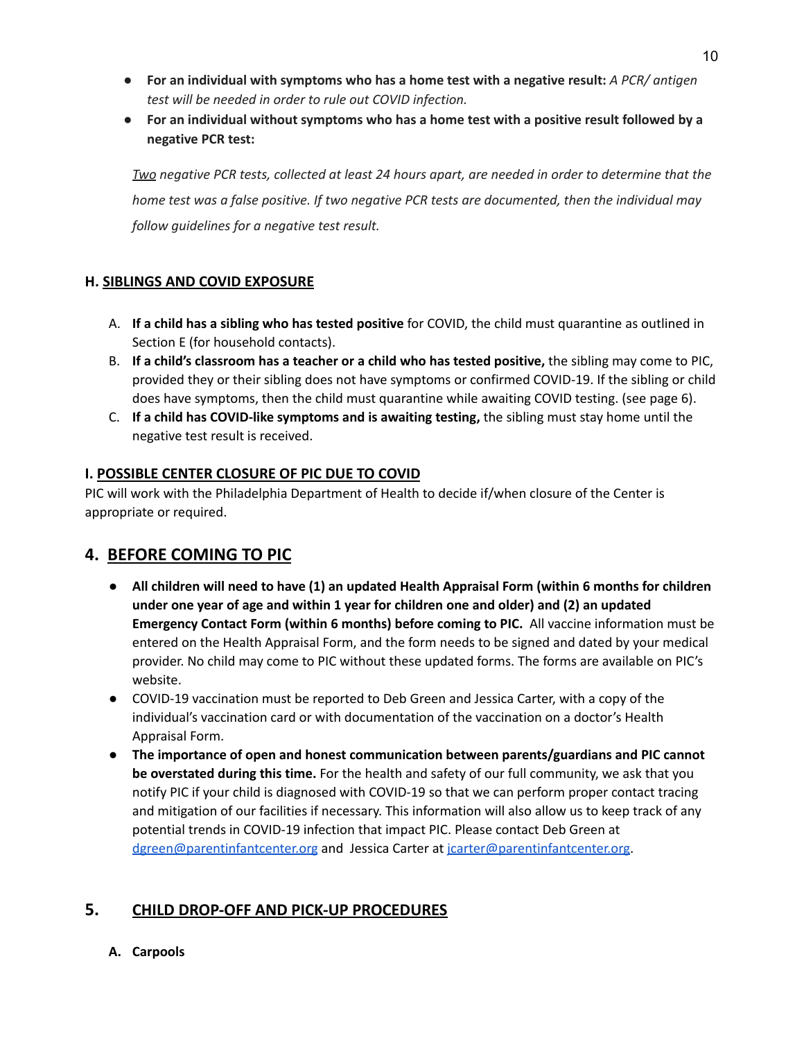- **For an individual with symptoms who has a home test with a negative result:** *A PCR/ antigen test will be needed in order to rule out COVID infection.*
- **For an individual without symptoms who has a home test with a positive result followed by a negative PCR test:**

  *<u>Two</u> negative PCR tests, collected at least 24 hours apart, are needed in order to determine that the home test was a false positive. If two negative PCR tests are documented, then the individual may follow guidelines for a negative test result.*

### H. <u>SIBLINGS AND COVID EXPOSURE</u>

A. **If a child has a sibling who has tested positive** for COVID, the child must quarantine as outlined in Section E (for household contacts).
B. **If a child's classroom has a teacher or a child who has tested positive,** the sibling may come to PIC, provided they or their sibling does not have symptoms or confirmed COVID-19. If the sibling or child does have symptoms, then the child must quarantine while awaiting COVID testing. (see page 6).
C. **If a child has COVID-like symptoms and is awaiting testing,** the sibling must stay home until the negative test result is received.

### I. <u>POSSIBLE CENTER CLOSURE OF PIC DUE TO COVID</u>

PIC will work with the Philadelphia Department of Health to decide if/when closure of the Center is appropriate or required.

## 4. <u>BEFORE COMING TO PIC</u>

- **All children will need to have (1) an updated Health Appraisal Form (within 6 months for children under one year of age and within 1 year for children one and older) and (2) an updated Emergency Contact Form (within 6 months) before coming to PIC.** All vaccine information must be entered on the Health Appraisal Form, and the form needs to be signed and dated by your medical provider. No child may come to PIC without these updated forms. The forms are available on PIC's website.
- COVID-19 vaccination must be reported to Deb Green and Jessica Carter, with a copy of the individual's vaccination card or with documentation of the vaccination on a doctor's Health Appraisal Form.
- **The importance of open and honest communication between parents/guardians and PIC cannot be overstated during this time.** For the health and safety of our full community, we ask that you notify PIC if your child is diagnosed with COVID-19 so that we can perform proper contact tracing and mitigation of our facilities if necessary. This information will also allow us to keep track of any potential trends in COVID-19 infection that impact PIC. Please contact Deb Green at dgreen@parentinfantcenter.org and Jessica Carter at jcarter@parentinfantcenter.org.

## 5. <u>CHILD DROP-OFF AND PICK-UP PROCEDURES</u>

### A. Carpools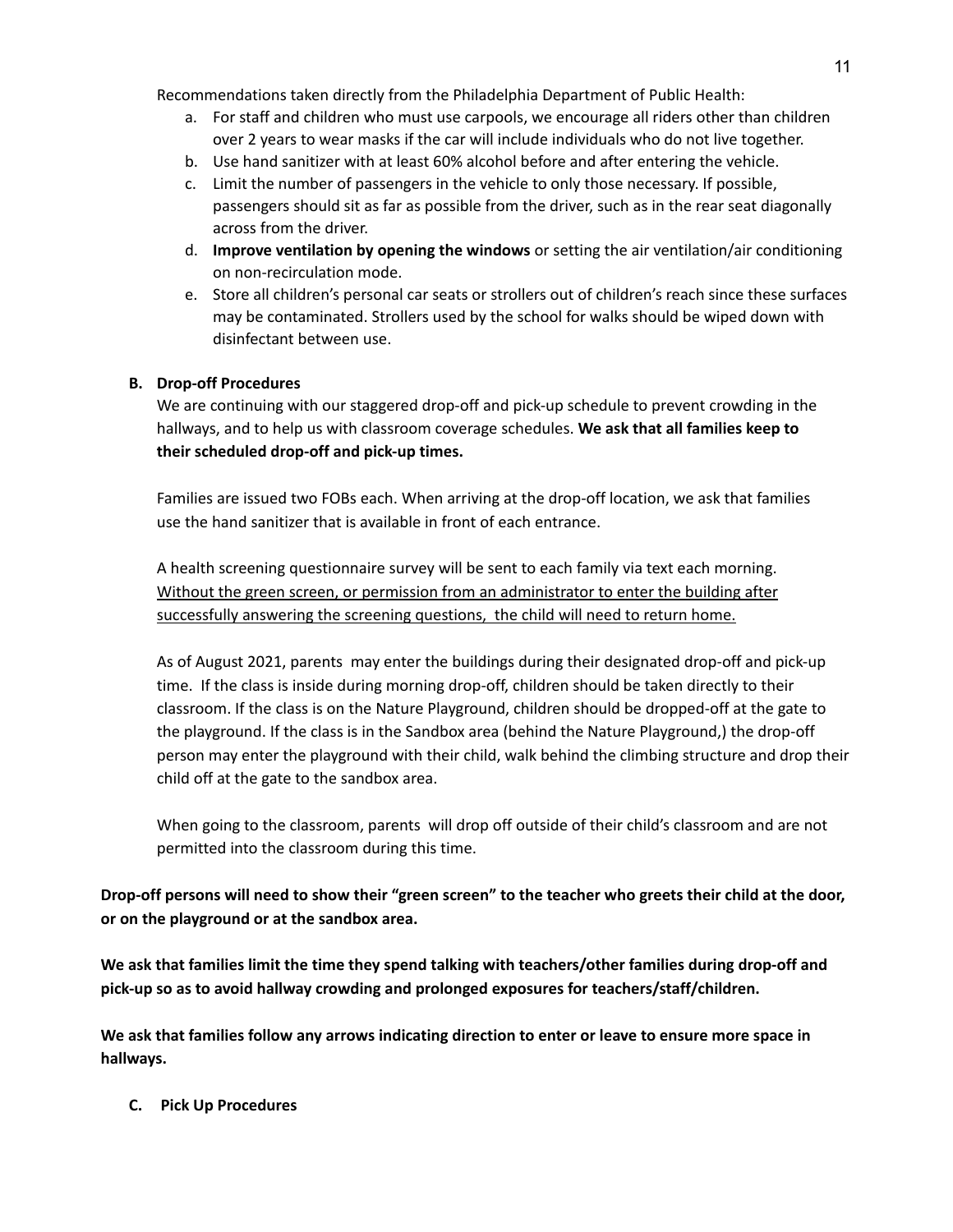Recommendations taken directly from the Philadelphia Department of Public Health:

a. For staff and children who must use carpools, we encourage all riders other than children over 2 years to wear masks if the car will include individuals who do not live together.
b. Use hand sanitizer with at least 60% alcohol before and after entering the vehicle.
c. Limit the number of passengers in the vehicle to only those necessary. If possible, passengers should sit as far as possible from the driver, such as in the rear seat diagonally across from the driver.
d. **Improve ventilation by opening the windows** or setting the air ventilation/air conditioning on non-recirculation mode.
e. Store all children's personal car seats or strollers out of children's reach since these surfaces may be contaminated. Strollers used by the school for walks should be wiped down with disinfectant between use.

**B. Drop-off Procedures**

We are continuing with our staggered drop-off and pick-up schedule to prevent crowding in the hallways, and to help us with classroom coverage schedules. **We ask that all families keep to their scheduled drop-off and pick-up times.**

Families are issued two FOBs each. When arriving at the drop-off location, we ask that families use the hand sanitizer that is available in front of each entrance.

A health screening questionnaire survey will be sent to each family via text each morning. <u>Without the green screen, or permission from an administrator to enter the building after successfully answering the screening questions, the child will need to return home.</u>

As of August 2021, parents may enter the buildings during their designated drop-off and pick-up time. If the class is inside during morning drop-off, children should be taken directly to their classroom. If the class is on the Nature Playground, children should be dropped-off at the gate to the playground. If the class is in the Sandbox area (behind the Nature Playground,) the drop-off person may enter the playground with their child, walk behind the climbing structure and drop their child off at the gate to the sandbox area.

When going to the classroom, parents will drop off outside of their child's classroom and are not permitted into the classroom during this time.

**Drop-off persons will need to show their "green screen" to the teacher who greets their child at the door, or on the playground or at the sandbox area.**

**We ask that families limit the time they spend talking with teachers/other families during drop-off and pick-up so as to avoid hallway crowding and prolonged exposures for teachers/staff/children.**

**We ask that families follow any arrows indicating direction to enter or leave to ensure more space in hallways.**

**C. Pick Up Procedures**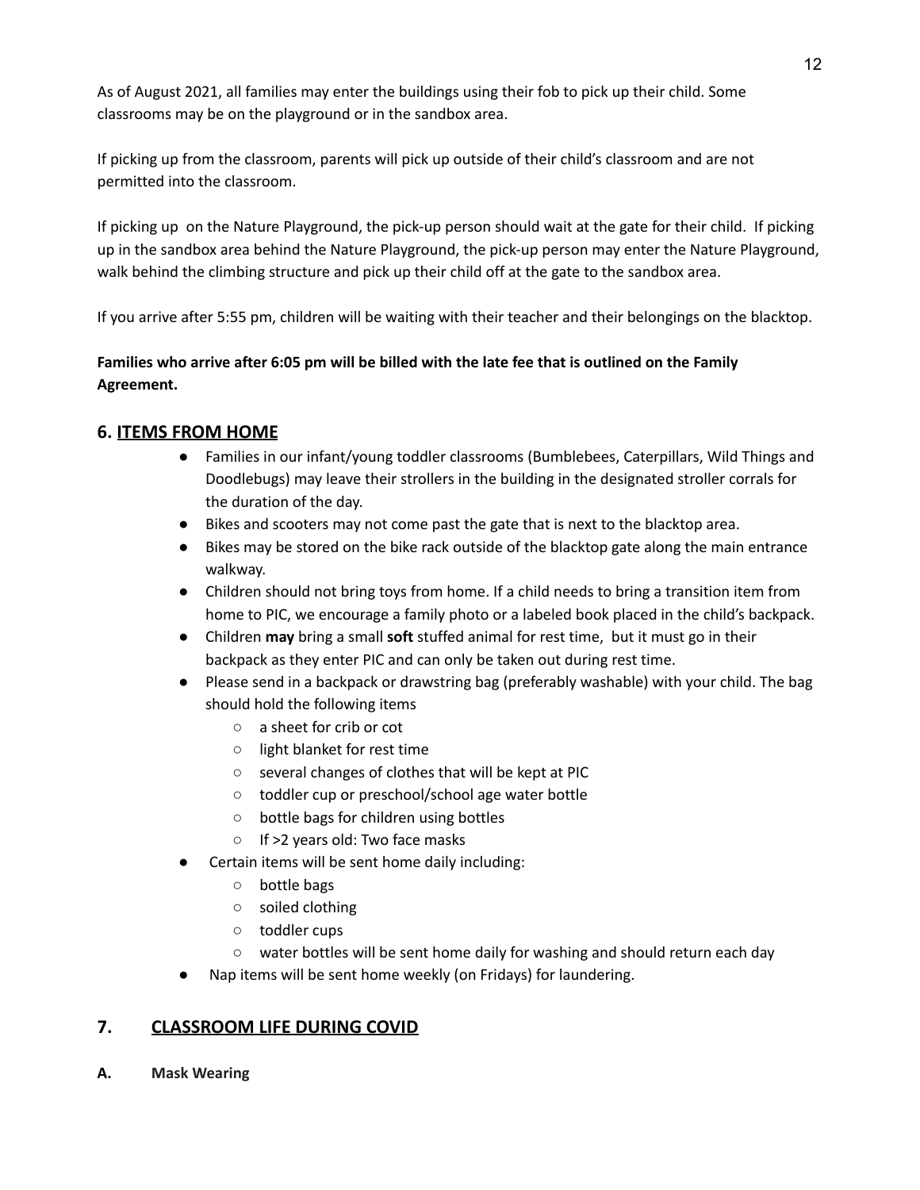As of August 2021, all families may enter the buildings using their fob to pick up their child. Some classrooms may be on the playground or in the sandbox area.

If picking up from the classroom, parents will pick up outside of their child's classroom and are not permitted into the classroom.

If picking up on the Nature Playground, the pick-up person should wait at the gate for their child. If picking up in the sandbox area behind the Nature Playground, the pick-up person may enter the Nature Playground, walk behind the climbing structure and pick up their child off at the gate to the sandbox area.

If you arrive after 5:55 pm, children will be waiting with their teacher and their belongings on the blacktop.

**Families who arrive after 6:05 pm will be billed with the late fee that is outlined on the Family Agreement.**

## 6. ITEMS FROM HOME

- Families in our infant/young toddler classrooms (Bumblebees, Caterpillars, Wild Things and Doodlebugs) may leave their strollers in the building in the designated stroller corrals for the duration of the day.
- Bikes and scooters may not come past the gate that is next to the blacktop area.
- Bikes may be stored on the bike rack outside of the blacktop gate along the main entrance walkway.
- Children should not bring toys from home. If a child needs to bring a transition item from home to PIC, we encourage a family photo or a labeled book placed in the child's backpack.
- Children **may** bring a small **soft** stuffed animal for rest time, but it must go in their backpack as they enter PIC and can only be taken out during rest time.
- Please send in a backpack or drawstring bag (preferably washable) with your child. The bag should hold the following items
  - a sheet for crib or cot
  - light blanket for rest time
  - several changes of clothes that will be kept at PIC
  - toddler cup or preschool/school age water bottle
  - bottle bags for children using bottles
  - If >2 years old: Two face masks
- Certain items will be sent home daily including:
  - bottle bags
  - soiled clothing
  - toddler cups
  - water bottles will be sent home daily for washing and should return each day
- Nap items will be sent home weekly (on Fridays) for laundering.

## 7. CLASSROOM LIFE DURING COVID

### A. Mask Wearing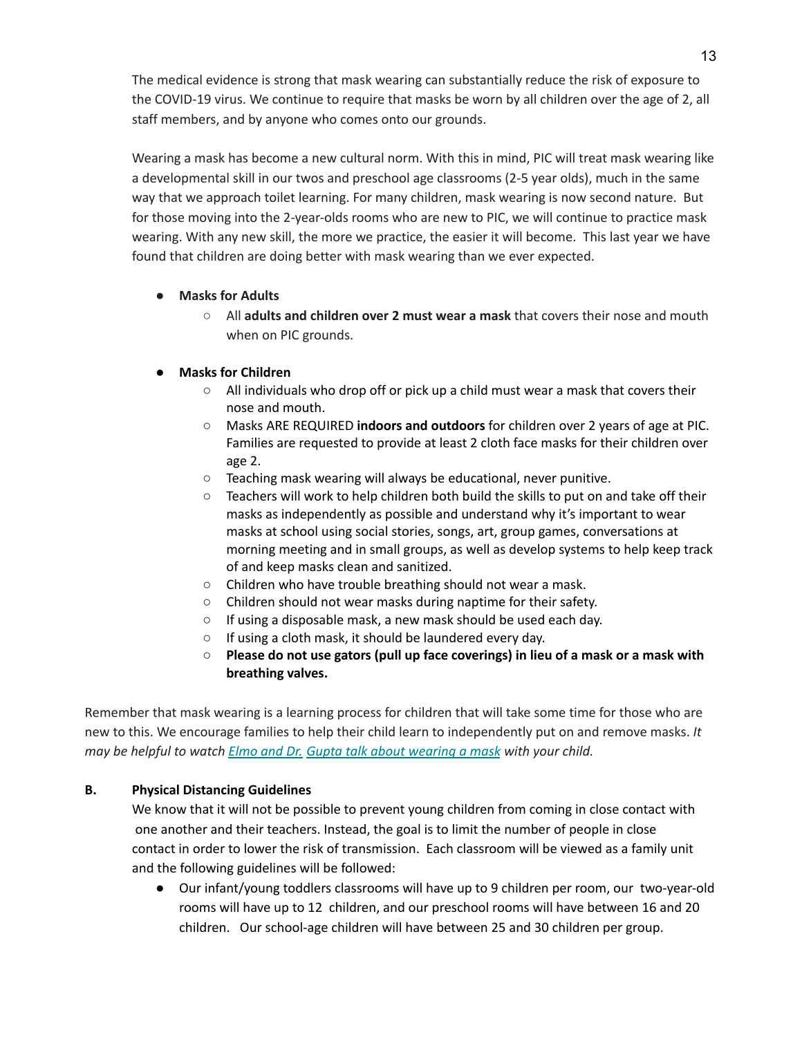The medical evidence is strong that mask wearing can substantially reduce the risk of exposure to the COVID-19 virus. We continue to require that masks be worn by all children over the age of 2, all staff members, and by anyone who comes onto our grounds.

Wearing a mask has become a new cultural norm. With this in mind, PIC will treat mask wearing like a developmental skill in our twos and preschool age classrooms (2-5 year olds), much in the same way that we approach toilet learning. For many children, mask wearing is now second nature. But for those moving into the 2-year-olds rooms who are new to PIC, we will continue to practice mask wearing. With any new skill, the more we practice, the easier it will become. This last year we have found that children are doing better with mask wearing than we ever expected.

- **Masks for Adults**
  - All **adults and children over 2 must wear a mask** that covers their nose and mouth when on PIC grounds.
- **Masks for Children**
  - All individuals who drop off or pick up a child must wear a mask that covers their nose and mouth.
  - Masks ARE REQUIRED **indoors and outdoors** for children over 2 years of age at PIC. Families are requested to provide at least 2 cloth face masks for their children over age 2.
  - Teaching mask wearing will always be educational, never punitive.
  - Teachers will work to help children both build the skills to put on and take off their masks as independently as possible and understand why it's important to wear masks at school using social stories, songs, art, group games, conversations at morning meeting and in small groups, as well as develop systems to help keep track of and keep masks clean and sanitized.
  - Children who have trouble breathing should not wear a mask.
  - Children should not wear masks during naptime for their safety.
  - If using a disposable mask, a new mask should be used each day.
  - If using a cloth mask, it should be laundered every day.
  - **Please do not use gators (pull up face coverings) in lieu of a mask or a mask with breathing valves.**

Remember that mask wearing is a learning process for children that will take some time for those who are new to this. We encourage families to help their child learn to independently put on and remove masks. *It may be helpful to watch [Elmo and Dr. Gupta talk about wearing a mask] with your child.*

**B. Physical Distancing Guidelines**

We know that it will not be possible to prevent young children from coming in close contact with one another and their teachers. Instead, the goal is to limit the number of people in close contact in order to lower the risk of transmission. Each classroom will be viewed as a family unit and the following guidelines will be followed:

- Our infant/young toddlers classrooms will have up to 9 children per room, our two-year-old rooms will have up to 12 children, and our preschool rooms will have between 16 and 20 children. Our school-age children will have between 25 and 30 children per group.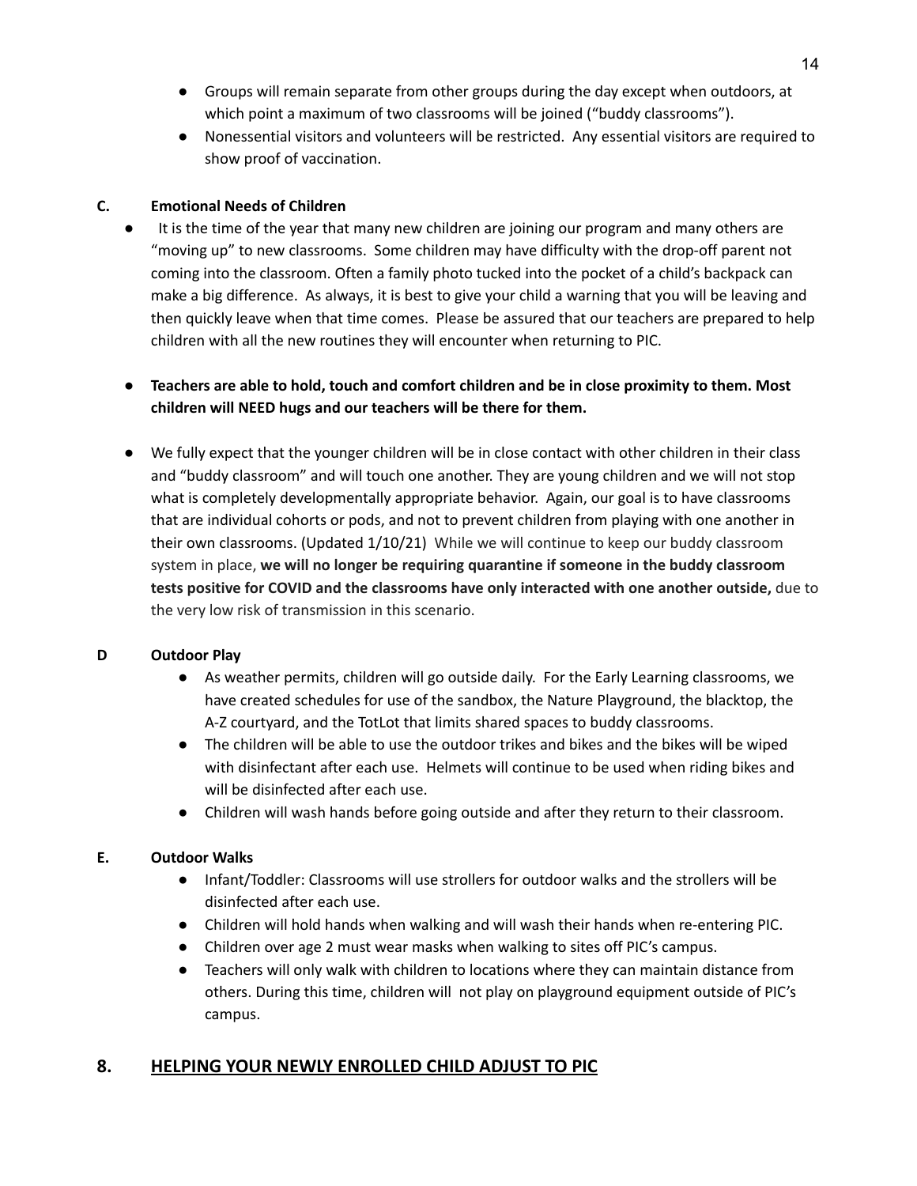- Groups will remain separate from other groups during the day except when outdoors, at which point a maximum of two classrooms will be joined ("buddy classrooms").
- Nonessential visitors and volunteers will be restricted. Any essential visitors are required to show proof of vaccination.

### C. Emotional Needs of Children

- It is the time of the year that many new children are joining our program and many others are "moving up" to new classrooms. Some children may have difficulty with the drop-off parent not coming into the classroom. Often a family photo tucked into the pocket of a child's backpack can make a big difference. As always, it is best to give your child a warning that you will be leaving and then quickly leave when that time comes. Please be assured that our teachers are prepared to help children with all the new routines they will encounter when returning to PIC.

- **Teachers are able to hold, touch and comfort children and be in close proximity to them. Most children will NEED hugs and our teachers will be there for them.**

- We fully expect that the younger children will be in close contact with other children in their class and "buddy classroom" and will touch one another. They are young children and we will not stop what is completely developmentally appropriate behavior. Again, our goal is to have classrooms that are individual cohorts or pods, and not to prevent children from playing with one another in their own classrooms. (Updated 1/10/21) While we will continue to keep our buddy classroom system in place, **we will no longer be requiring quarantine if someone in the buddy classroom tests positive for COVID and the classrooms have only interacted with one another outside,** due to the very low risk of transmission in this scenario.

### D Outdoor Play

- As weather permits, children will go outside daily. For the Early Learning classrooms, we have created schedules for use of the sandbox, the Nature Playground, the blacktop, the A-Z courtyard, and the TotLot that limits shared spaces to buddy classrooms.
- The children will be able to use the outdoor trikes and bikes and the bikes will be wiped with disinfectant after each use. Helmets will continue to be used when riding bikes and will be disinfected after each use.
- Children will wash hands before going outside and after they return to their classroom.

### E. Outdoor Walks

- Infant/Toddler: Classrooms will use strollers for outdoor walks and the strollers will be disinfected after each use.
- Children will hold hands when walking and will wash their hands when re-entering PIC.
- Children over age 2 must wear masks when walking to sites off PIC's campus.
- Teachers will only walk with children to locations where they can maintain distance from others. During this time, children will not play on playground equipment outside of PIC's campus.

## 8. HELPING YOUR NEWLY ENROLLED CHILD ADJUST TO PIC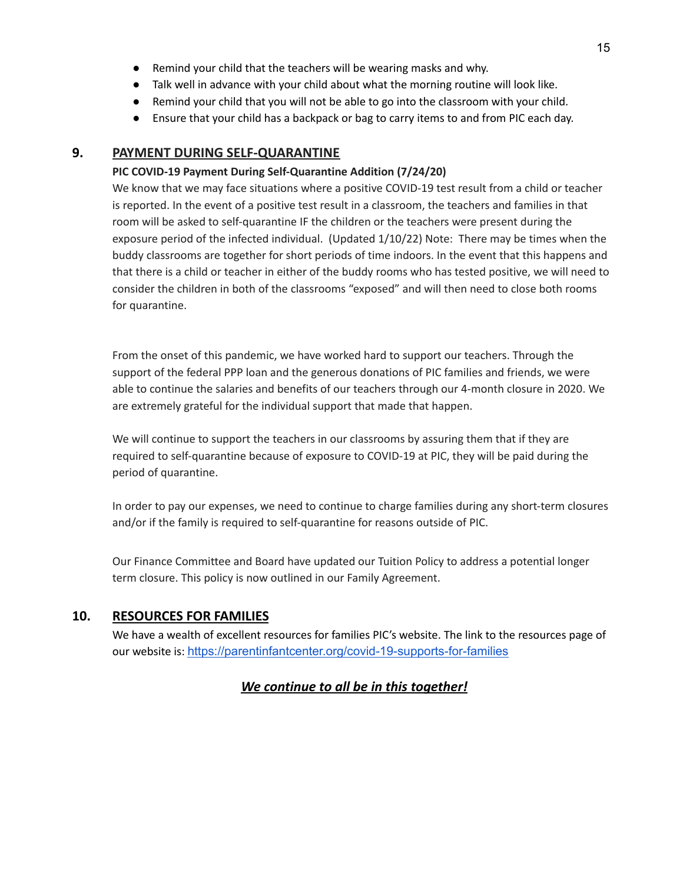- Remind your child that the teachers will be wearing masks and why.
- Talk well in advance with your child about what the morning routine will look like.
- Remind your child that you will not be able to go into the classroom with your child.
- Ensure that your child has a backpack or bag to carry items to and from PIC each day.

## 9. PAYMENT DURING SELF-QUARANTINE

**PIC COVID-19 Payment During Self-Quarantine Addition (7/24/20)**

We know that we may face situations where a positive COVID-19 test result from a child or teacher is reported. In the event of a positive test result in a classroom, the teachers and families in that room will be asked to self-quarantine IF the children or the teachers were present during the exposure period of the infected individual. (Updated 1/10/22) Note: There may be times when the buddy classrooms are together for short periods of time indoors. In the event that this happens and that there is a child or teacher in either of the buddy rooms who has tested positive, we will need to consider the children in both of the classrooms "exposed" and will then need to close both rooms for quarantine.

From the onset of this pandemic, we have worked hard to support our teachers. Through the support of the federal PPP loan and the generous donations of PIC families and friends, we were able to continue the salaries and benefits of our teachers through our 4-month closure in 2020. We are extremely grateful for the individual support that made that happen.

We will continue to support the teachers in our classrooms by assuring them that if they are required to self-quarantine because of exposure to COVID-19 at PIC, they will be paid during the period of quarantine.

In order to pay our expenses, we need to continue to charge families during any short-term closures and/or if the family is required to self-quarantine for reasons outside of PIC.

Our Finance Committee and Board have updated our Tuition Policy to address a potential longer term closure. This policy is now outlined in our Family Agreement.

## 10. RESOURCES FOR FAMILIES

We have a wealth of excellent resources for families PIC's website. The link to the resources page of our website is: https://parentinfantcenter.org/covid-19-supports-for-families

***We continue to all be in this together!***